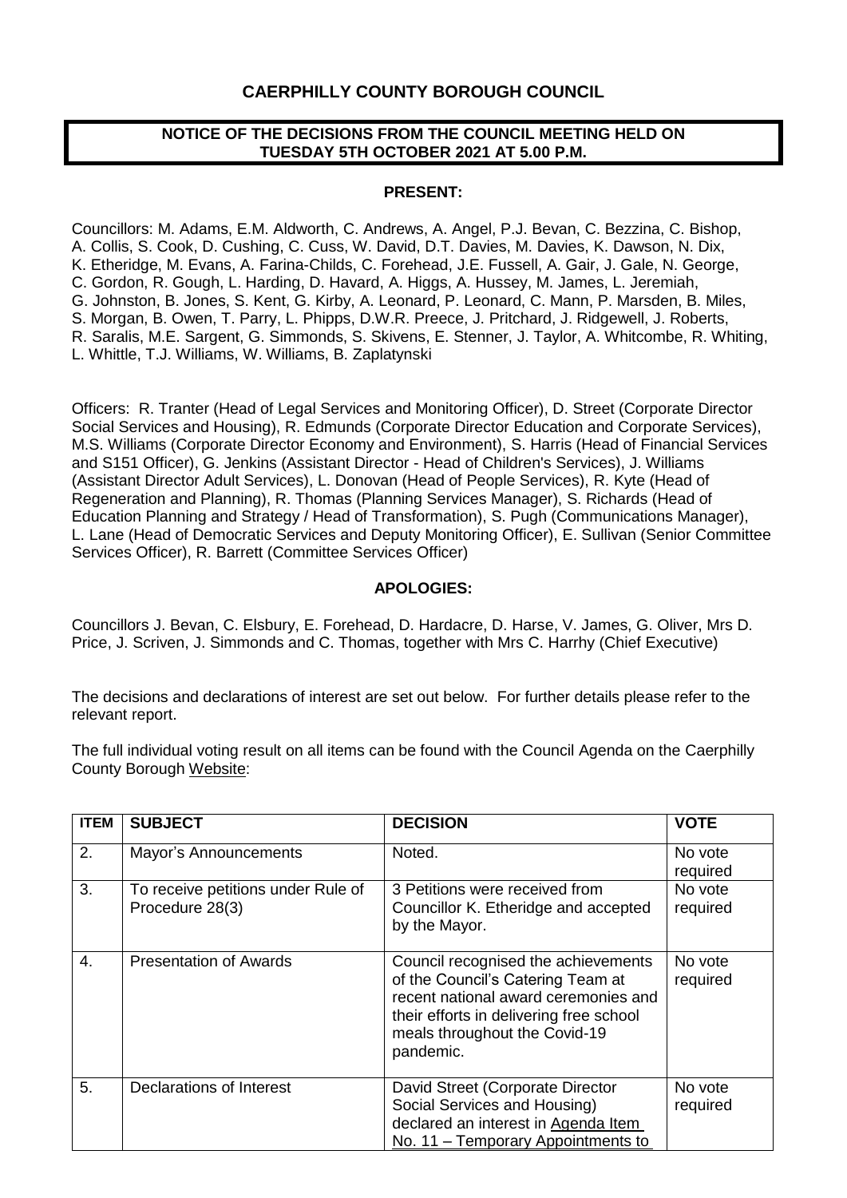# CAERPHILLY COUNTY BOROUGH COUNCIL

**NOTICE OF THE DECISIONS FROM THE COUNCIL MEETING HELD ON TUESDAY 5TH OCTOBER 2021 AT 5.00 P.M.**

**PRESENT:**

Councillors: M. Adams, E.M. Aldworth, C. Andrews, A. Angel, P.J. Bevan, C. Bezzina, C. Bishop, A. Collis, S. Cook, D. Cushing, C. Cuss, W. David, D.T. Davies, M. Davies, K. Dawson, N. Dix, K. Etheridge, M. Evans, A. Farina-Childs, C. Forehead, J.E. Fussell, A. Gair, J. Gale, N. George, C. Gordon, R. Gough, L. Harding, D. Havard, A. Higgs, A. Hussey, M. James, L. Jeremiah, G. Johnston, B. Jones, S. Kent, G. Kirby, A. Leonard, P. Leonard, C. Mann, P. Marsden, B. Miles, S. Morgan, B. Owen, T. Parry, L. Phipps, D.W.R. Preece, J. Pritchard, J. Ridgewell, J. Roberts, R. Saralis, M.E. Sargent, G. Simmonds, S. Skivens, E. Stenner, J. Taylor, A. Whitcombe, R. Whiting, L. Whittle, T.J. Williams, W. Williams, B. Zaplatynski

Officers: R. Tranter (Head of Legal Services and Monitoring Officer), D. Street (Corporate Director Social Services and Housing), R. Edmunds (Corporate Director Education and Corporate Services), M.S. Williams (Corporate Director Economy and Environment), S. Harris (Head of Financial Services and S151 Officer), G. Jenkins (Assistant Director - Head of Children's Services), J. Williams (Assistant Director Adult Services), L. Donovan (Head of People Services), R. Kyte (Head of Regeneration and Planning), R. Thomas (Planning Services Manager), S. Richards (Head of Education Planning and Strategy / Head of Transformation), S. Pugh (Communications Manager), L. Lane (Head of Democratic Services and Deputy Monitoring Officer), E. Sullivan (Senior Committee Services Officer), R. Barrett (Committee Services Officer)

**APOLOGIES:**

Councillors J. Bevan, C. Elsbury, E. Forehead, D. Hardacre, D. Harse, V. James, G. Oliver, Mrs D. Price, J. Scriven, J. Simmonds and C. Thomas, together with Mrs C. Harrhy (Chief Executive)

The decisions and declarations of interest are set out below. For further details please refer to the relevant report.

The full individual voting result on all items can be found with the Council Agenda on the Caerphilly County Borough Website:

| ITEM | SUBJECT | DECISION | VOTE |
|---|---|---|---|
| 2. | Mayor's Announcements | Noted. | No vote required |
| 3. | To receive petitions under Rule of Procedure 28(3) | 3 Petitions were received from Councillor K. Etheridge and accepted by the Mayor. | No vote required |
| 4. | Presentation of Awards | Council recognised the achievements of the Council's Catering Team at recent national award ceremonies and their efforts in delivering free school meals throughout the Covid-19 pandemic. | No vote required |
| 5. | Declarations of Interest | David Street (Corporate Director Social Services and Housing) declared an interest in Agenda Item No. 11 – Temporary Appointments to | No vote required |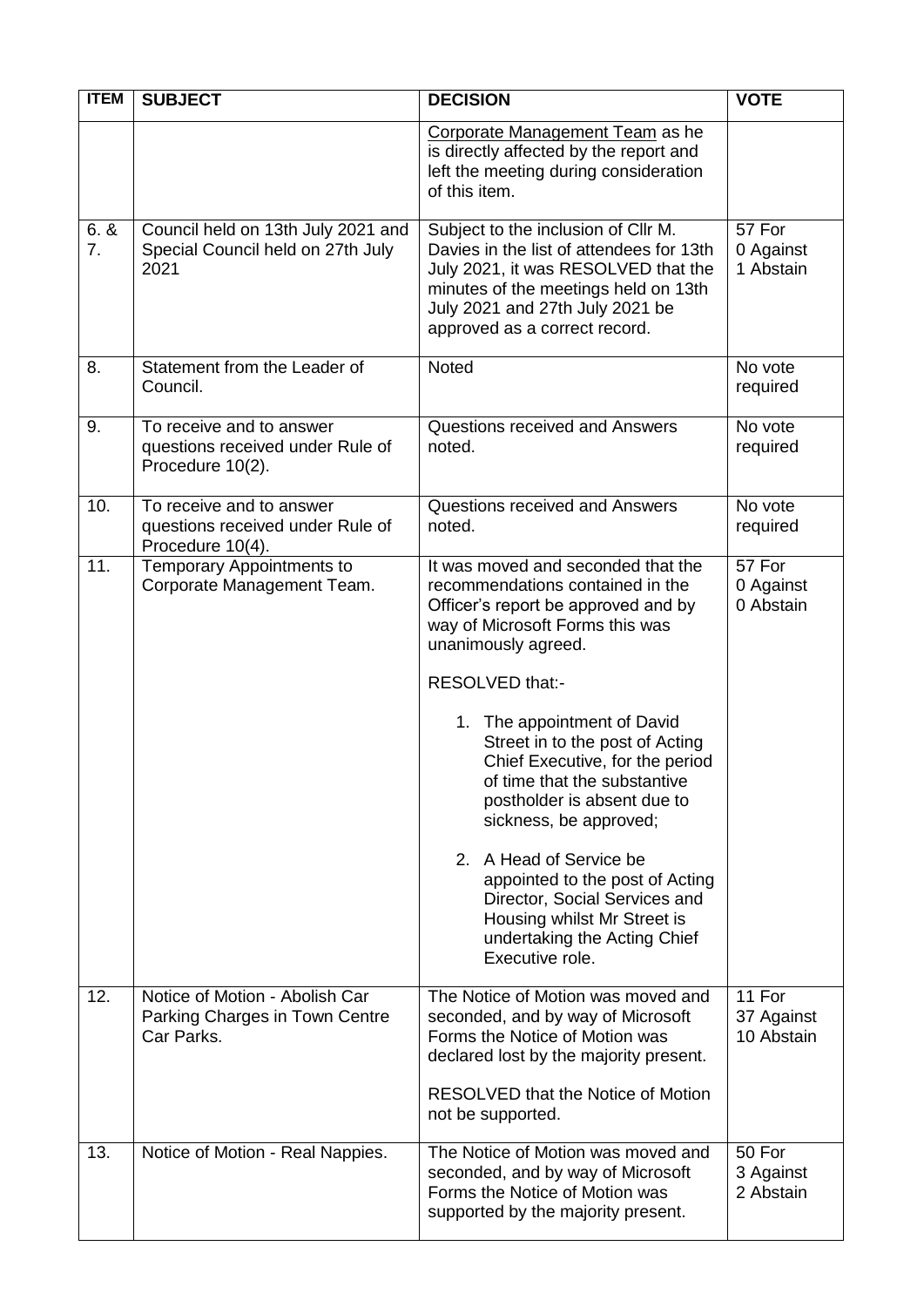| ITEM | SUBJECT | DECISION | VOTE |
|---|---|---|---|
| | | Corporate Management Team as he is directly affected by the report and left the meeting during consideration of this item. | |
| 6. & 7. | Council held on 13th July 2021 and Special Council held on 27th July 2021 | Subject to the inclusion of Cllr M. Davies in the list of attendees for 13th July 2021, it was RESOLVED that the minutes of the meetings held on 13th July 2021 and 27th July 2021 be approved as a correct record. | 57 For<br>0 Against<br>1 Abstain |
| 8. | Statement from the Leader of Council. | Noted | No vote required |
| 9. | To receive and to answer questions received under Rule of Procedure 10(2). | Questions received and Answers noted. | No vote required |
| 10. | To receive and to answer questions received under Rule of Procedure 10(4). | Questions received and Answers noted. | No vote required |
| 11. | Temporary Appointments to Corporate Management Team. | It was moved and seconded that the recommendations contained in the Officer's report be approved and by way of Microsoft Forms this was unanimously agreed.<br><br>RESOLVED that:-<br><br>1. The appointment of David Street in to the post of Acting Chief Executive, for the period of time that the substantive postholder is absent due to sickness, be approved;<br><br>2. A Head of Service be appointed to the post of Acting Director, Social Services and Housing whilst Mr Street is undertaking the Acting Chief Executive role. | 57 For<br>0 Against<br>0 Abstain |
| 12. | Notice of Motion - Abolish Car Parking Charges in Town Centre Car Parks. | The Notice of Motion was moved and seconded, and by way of Microsoft Forms the Notice of Motion was declared lost by the majority present.<br><br>RESOLVED that the Notice of Motion not be supported. | 11 For<br>37 Against<br>10 Abstain |
| 13. | Notice of Motion - Real Nappies. | The Notice of Motion was moved and seconded, and by way of Microsoft Forms the Notice of Motion was supported by the majority present. | 50 For<br>3 Against<br>2 Abstain |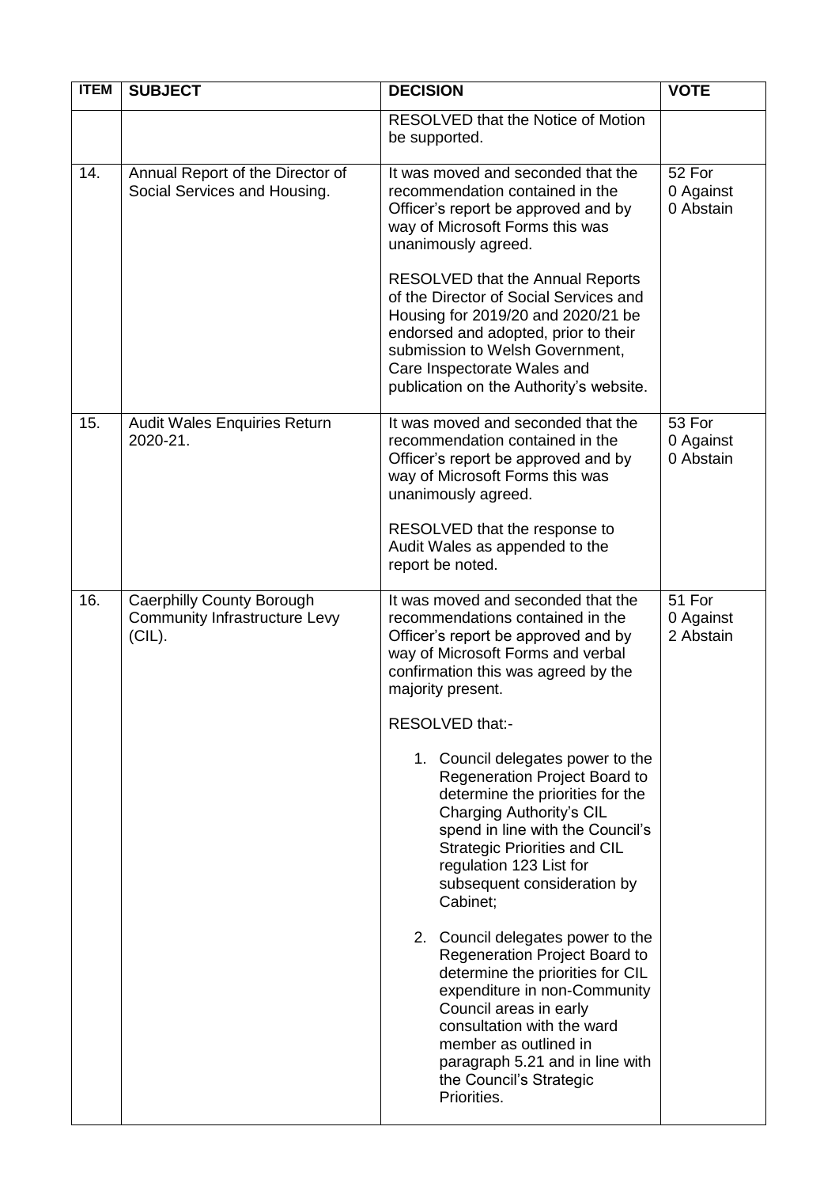| ITEM | SUBJECT | DECISION | VOTE |
|---|---|---|---|
| | | RESOLVED that the Notice of Motion be supported. | |
| 14. | Annual Report of the Director of Social Services and Housing. | It was moved and seconded that the recommendation contained in the Officer's report be approved and by way of Microsoft Forms this was unanimously agreed.<br><br>RESOLVED that the Annual Reports of the Director of Social Services and Housing for 2019/20 and 2020/21 be endorsed and adopted, prior to their submission to Welsh Government, Care Inspectorate Wales and publication on the Authority's website. | 52 For<br>0 Against<br>0 Abstain |
| 15. | Audit Wales Enquiries Return 2020-21. | It was moved and seconded that the recommendation contained in the Officer's report be approved and by way of Microsoft Forms this was unanimously agreed.<br><br>RESOLVED that the response to Audit Wales as appended to the report be noted. | 53 For<br>0 Against<br>0 Abstain |
| 16. | Caerphilly County Borough Community Infrastructure Levy (CIL). | It was moved and seconded that the recommendations contained in the Officer's report be approved and by way of Microsoft Forms and verbal confirmation this was agreed by the majority present.<br><br>RESOLVED that:-<br><br>1. Council delegates power to the Regeneration Project Board to determine the priorities for the Charging Authority's CIL spend in line with the Council's Strategic Priorities and CIL regulation 123 List for subsequent consideration by Cabinet;<br><br>2. Council delegates power to the Regeneration Project Board to determine the priorities for CIL expenditure in non-Community Council areas in early consultation with the ward member as outlined in paragraph 5.21 and in line with the Council's Strategic Priorities. | 51 For<br>0 Against<br>2 Abstain |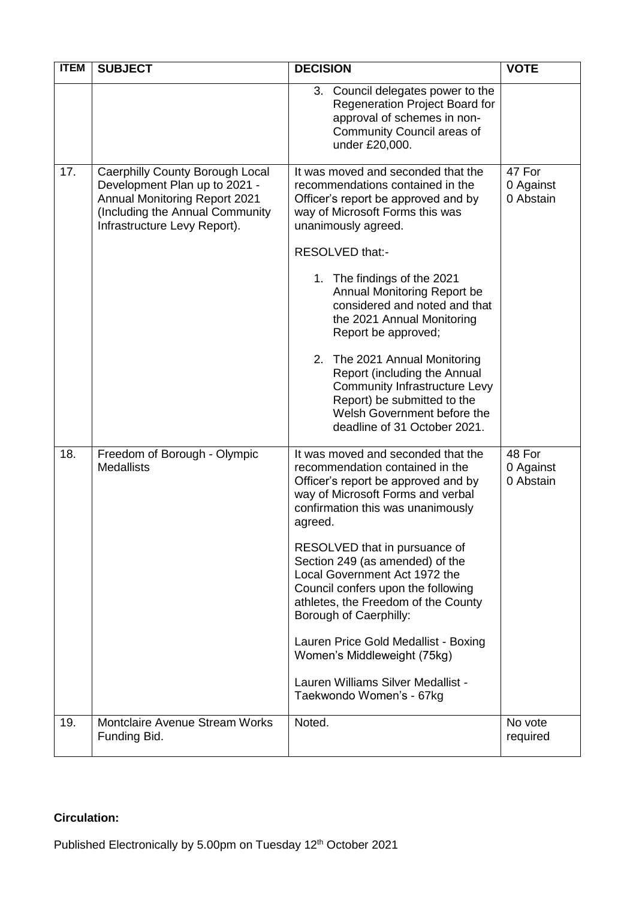| ITEM | SUBJECT | DECISION | VOTE |
|---|---|---|---|
| | | 3. Council delegates power to the Regeneration Project Board for approval of schemes in non-Community Council areas of under £20,000. | |
| 17. | Caerphilly County Borough Local Development Plan up to 2021 - Annual Monitoring Report 2021 (Including the Annual Community Infrastructure Levy Report). | It was moved and seconded that the recommendations contained in the Officer's report be approved and by way of Microsoft Forms this was unanimously agreed.<br><br>RESOLVED that:-<br><br>1. The findings of the 2021 Annual Monitoring Report be considered and noted and that the 2021 Annual Monitoring Report be approved;<br><br>2. The 2021 Annual Monitoring Report (including the Annual Community Infrastructure Levy Report) be submitted to the Welsh Government before the deadline of 31 October 2021. | 47 For<br>0 Against<br>0 Abstain |
| 18. | Freedom of Borough - Olympic Medallists | It was moved and seconded that the recommendation contained in the Officer's report be approved and by way of Microsoft Forms and verbal confirmation this was unanimously agreed.<br><br>RESOLVED that in pursuance of Section 249 (as amended) of the Local Government Act 1972 the Council confers upon the following athletes, the Freedom of the County Borough of Caerphilly:<br><br>Lauren Price Gold Medallist - Boxing Women's Middleweight (75kg)<br><br>Lauren Williams Silver Medallist - Taekwondo Women's - 67kg | 48 For<br>0 Against<br>0 Abstain |
| 19. | Montclaire Avenue Stream Works Funding Bid. | Noted. | No vote required |

**Circulation:**

Published Electronically by 5.00pm on Tuesday 12th October 2021